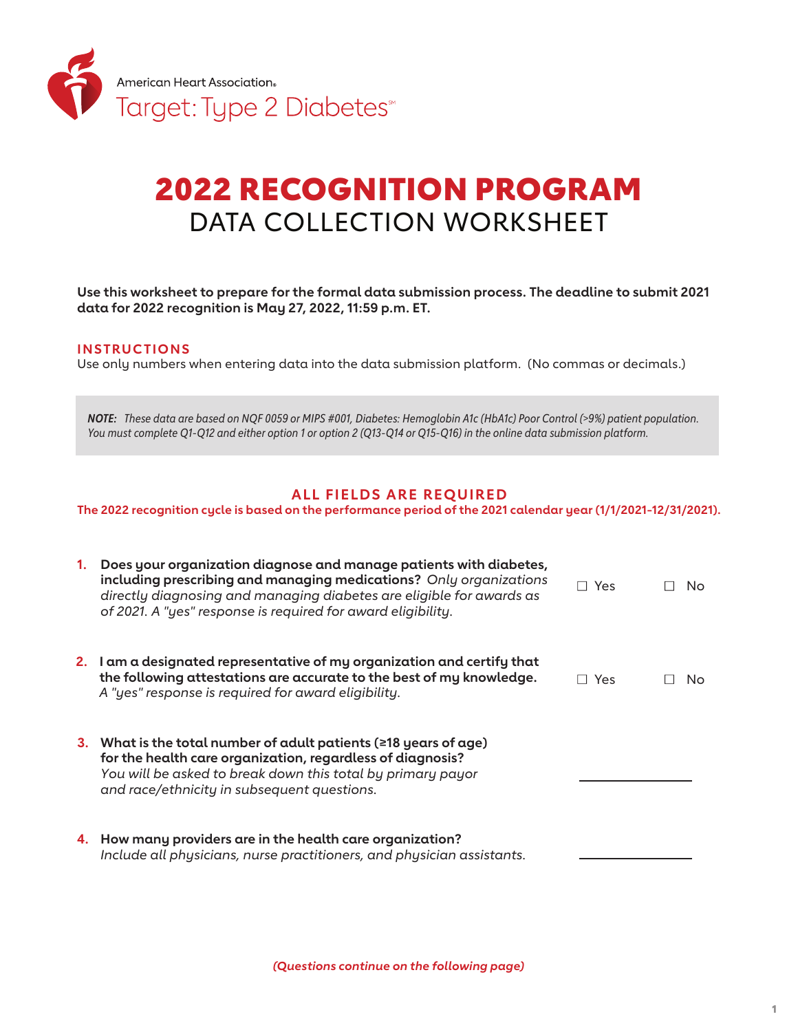American Heart Association®
Target: Type 2 Diabetes℠

# 2022 RECOGNITION PROGRAM
## DATA COLLECTION WORKSHEET

**Use this worksheet to prepare for the formal data submission process. The deadline to submit 2021 data for 2022 recognition is May 27, 2022, 11:59 p.m. ET.**

**INSTRUCTIONS**
Use only numbers when entering data into the data submission platform. (No commas or decimals.)

> ***NOTE:*** *These data are based on NQF 0059 or MIPS #001, Diabetes: Hemoglobin A1c (HbA1c) Poor Control (>9%) patient population. You must complete Q1-Q12 and either option 1 or option 2 (Q13-Q14 or Q15-Q16) in the online data submission platform.*

**ALL FIELDS ARE REQUIRED**

**The 2022 recognition cycle is based on the performance period of the 2021 calendar year (1/1/2021-12/31/2021).**

1. **Does your organization diagnose and manage patients with diabetes, including prescribing and managing medications?** *Only organizations directly diagnosing and managing diabetes are eligible for awards as of 2021. A "yes" response is required for award eligibility.*
   ☐ Yes ☐ No

2. **I am a designated representative of my organization and certify that the following attestations are accurate to the best of my knowledge.** *A "yes" response is required for award eligibility.*
   ☐ Yes ☐ No

3. **What is the total number of adult patients (≥18 years of age) for the health care organization, regardless of diagnosis?** *You will be asked to break down this total by primary payor and race/ethnicity in subsequent questions.*
   \_\_\_\_\_\_\_\_\_\_\_\_\_\_\_\_

4. **How many providers are in the health care organization?** *Include all physicians, nurse practitioners, and physician assistants.*
   \_\_\_\_\_\_\_\_\_\_\_\_\_\_\_\_

*(Questions continue on the following page)*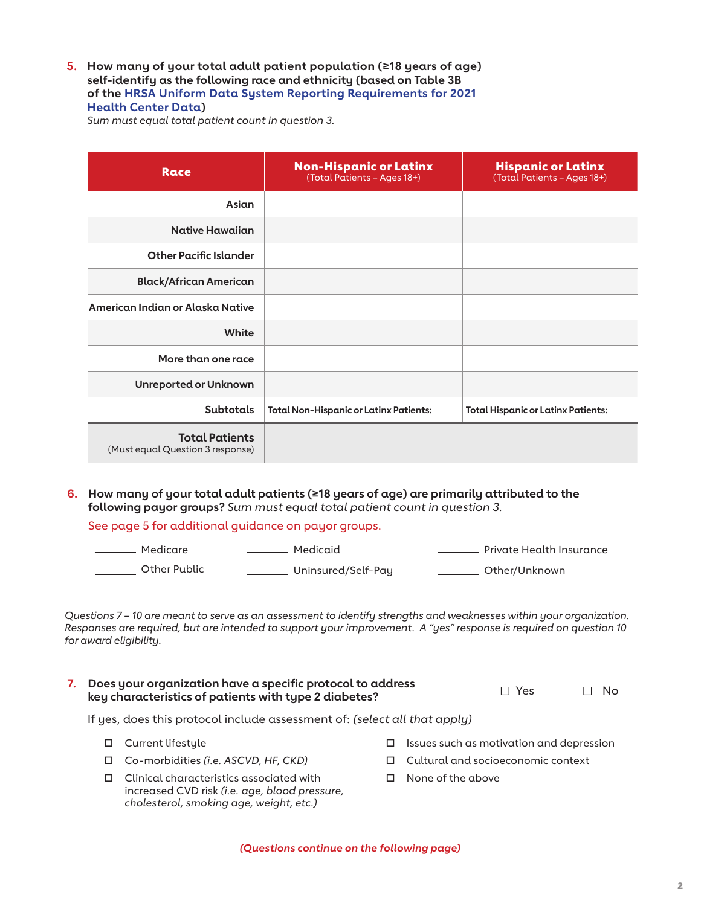**5. How many of your total adult patient population (≥18 years of age) self-identify as the following race and ethnicity (based on Table 3B of the HRSA Uniform Data System Reporting Requirements for 2021 Health Center Data)**

*Sum must equal total patient count in question 3.*

| Race | Non-Hispanic or Latinx (Total Patients – Ages 18+) | Hispanic or Latinx (Total Patients – Ages 18+) |
|---|---|---|
| Asian | | |
| Native Hawaiian | | |
| Other Pacific Islander | | |
| Black/African American | | |
| American Indian or Alaska Native | | |
| White | | |
| More than one race | | |
| Unreported or Unknown | | |
| Subtotals | Total Non-Hispanic or Latinx Patients: | Total Hispanic or Latinx Patients: |
| **Total Patients** (Must equal Question 3 response) | | |

**6. How many of your total adult patients (≥18 years of age) are primarily attributed to the following payor groups?** *Sum must equal total patient count in question 3.*

See page 5 for additional guidance on payor groups.

_______ Medicare  _______ Medicaid  _______ Private Health Insurance

_______ Other Public  _______ Uninsured/Self-Pay  _______ Other/Unknown

*Questions 7 – 10 are meant to serve as an assessment to identify strengths and weaknesses within your organization. Responses are required, but are intended to support your improvement. A "yes" response is required on question 10 for award eligibility.*

**7. Does your organization have a specific protocol to address key characteristics of patients with type 2 diabetes?**  ☐ Yes  ☐ No

If yes, does this protocol include assessment of: *(select all that apply)*

- ☐ Current lifestyle
- ☐ Co-morbidities *(i.e. ASCVD, HF, CKD)*
- ☐ Clinical characteristics associated with increased CVD risk *(i.e. age, blood pressure, cholesterol, smoking age, weight, etc.)*
- ☐ Issues such as motivation and depression
- ☐ Cultural and socioeconomic context
- ☐ None of the above

***(Questions continue on the following page)***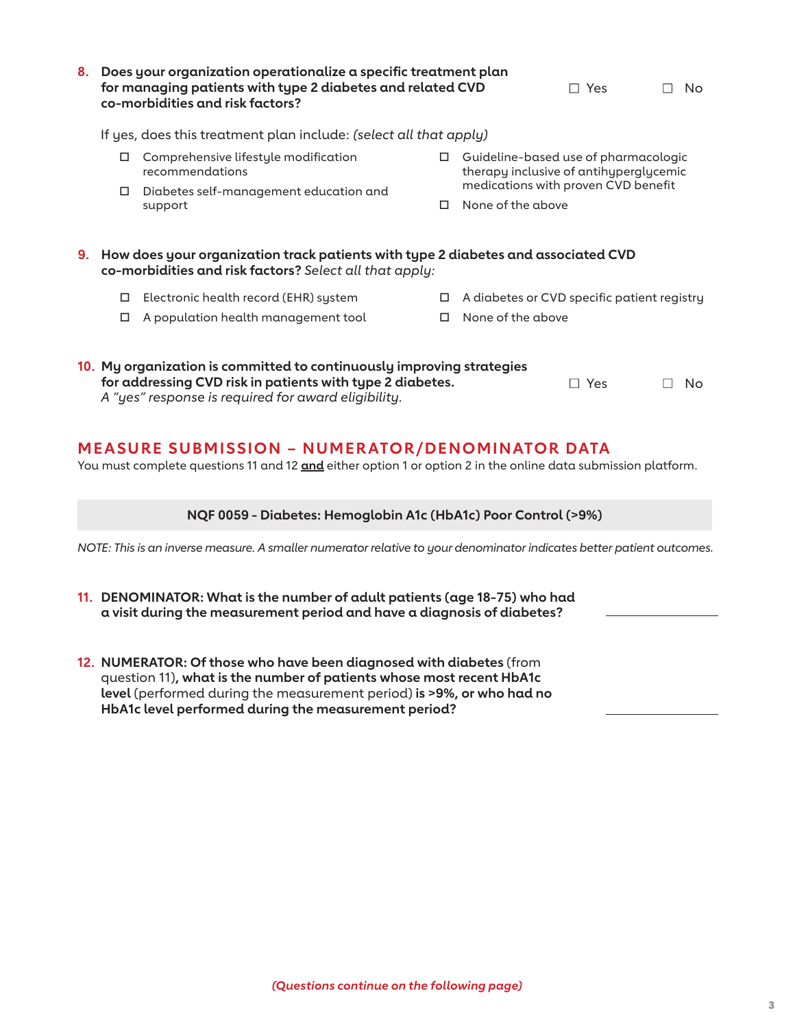**8. Does your organization operationalize a specific treatment plan for managing patients with type 2 diabetes and related CVD co-morbidities and risk factors?** ☐ Yes ☐ No

If yes, does this treatment plan include: *(select all that apply)*

- ☐ Comprehensive lifestyle modification recommendations
- ☐ Diabetes self-management education and support
- ☐ Guideline-based use of pharmacologic therapy inclusive of antihyperglycemic medications with proven CVD benefit
- ☐ None of the above

**9. How does your organization track patients with type 2 diabetes and associated CVD co-morbidities and risk factors?** *Select all that apply:*

- ☐ Electronic health record (EHR) system
- ☐ A population health management tool
- ☐ A diabetes or CVD specific patient registry
- ☐ None of the above

**10. My organization is committed to continuously improving strategies for addressing CVD risk in patients with type 2 diabetes.** ☐ Yes ☐ No
*A "yes" response is required for award eligibility.*

## MEASURE SUBMISSION – NUMERATOR/DENOMINATOR DATA

You must complete questions 11 and 12 **and** either option 1 or option 2 in the online data submission platform.

**NQF 0059 - Diabetes: Hemoglobin A1c (HbA1c) Poor Control (>9%)**

*NOTE: This is an inverse measure. A smaller numerator relative to your denominator indicates better patient outcomes.*

**11. DENOMINATOR: What is the number of adult patients (age 18-75) who had a visit during the measurement period and have a diagnosis of diabetes?** ____________

**12. NUMERATOR: Of those who have been diagnosed with diabetes** (from question 11)**, what is the number of patients whose most recent HbA1c level** (performed during the measurement period) **is >9%, or who had no HbA1c level performed during the measurement period?** ____________

***(Questions continue on the following page)***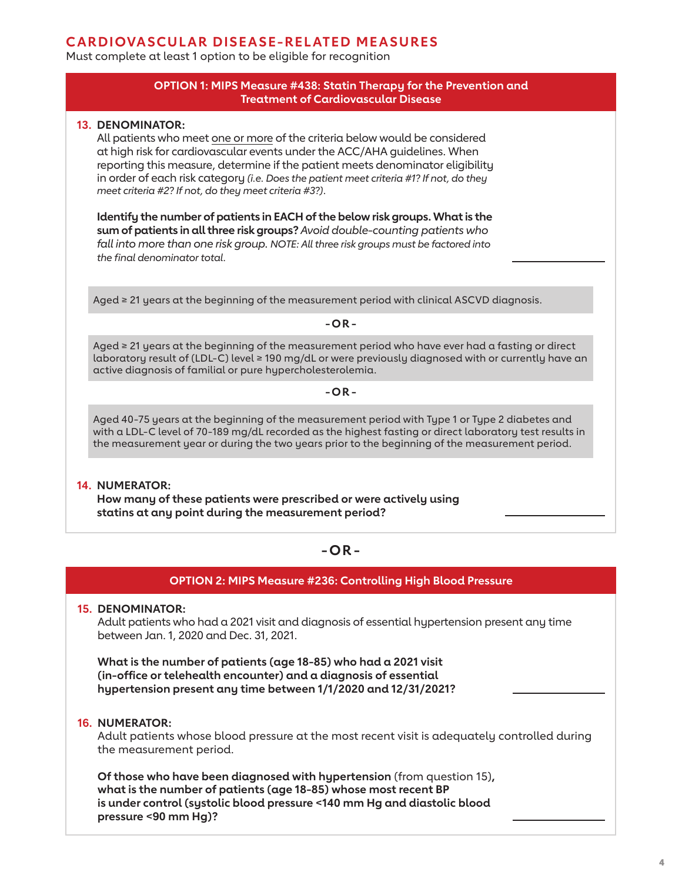## CARDIOVASCULAR DISEASE-RELATED MEASURES

Must complete at least 1 option to be eligible for recognition

### OPTION 1: MIPS Measure #438: Statin Therapy for the Prevention and Treatment of Cardiovascular Disease

**13. DENOMINATOR:**

All patients who meet <u>one or more</u> of the criteria below would be considered at high risk for cardiovascular events under the ACC/AHA guidelines. When reporting this measure, determine if the patient meets denominator eligibility in order of each risk category *(i.e. Does the patient meet criteria #1? If not, do they meet criteria #2? If not, do they meet criteria #3?)*.

**Identify the number of patients in EACH of the below risk groups. What is the sum of patients in all three risk groups?** *Avoid double-counting patients who fall into more than one risk group. NOTE: All three risk groups must be factored into the final denominator total.* \_\_\_\_\_\_\_\_\_\_

Aged ≥ 21 years at the beginning of the measurement period with clinical ASCVD diagnosis.

**-OR-**

Aged ≥ 21 years at the beginning of the measurement period who have ever had a fasting or direct laboratory result of (LDL-C) level ≥ 190 mg/dL or were previously diagnosed with or currently have an active diagnosis of familial or pure hypercholesterolemia.

**-OR-**

Aged 40-75 years at the beginning of the measurement period with Type 1 or Type 2 diabetes and with a LDL-C level of 70-189 mg/dL recorded as the highest fasting or direct laboratory test results in the measurement year or during the two years prior to the beginning of the measurement period.

**14. NUMERATOR:**

**How many of these patients were prescribed or were actively using statins at any point during the measurement period?** \_\_\_\_\_\_\_\_\_\_

**-OR-**

### OPTION 2: MIPS Measure #236: Controlling High Blood Pressure

**15. DENOMINATOR:**

Adult patients who had a 2021 visit and diagnosis of essential hypertension present any time between Jan. 1, 2020 and Dec. 31, 2021.

**What is the number of patients (age 18-85) who had a 2021 visit (in-office or telehealth encounter) and a diagnosis of essential hypertension present any time between 1/1/2020 and 12/31/2021?** \_\_\_\_\_\_\_\_\_\_

**16. NUMERATOR:**

Adult patients whose blood pressure at the most recent visit is adequately controlled during the measurement period.

**Of those who have been diagnosed with hypertension** (from question 15)**, what is the number of patients (age 18-85) whose most recent BP is under control (systolic blood pressure <140 mm Hg and diastolic blood pressure <90 mm Hg)?** \_\_\_\_\_\_\_\_\_\_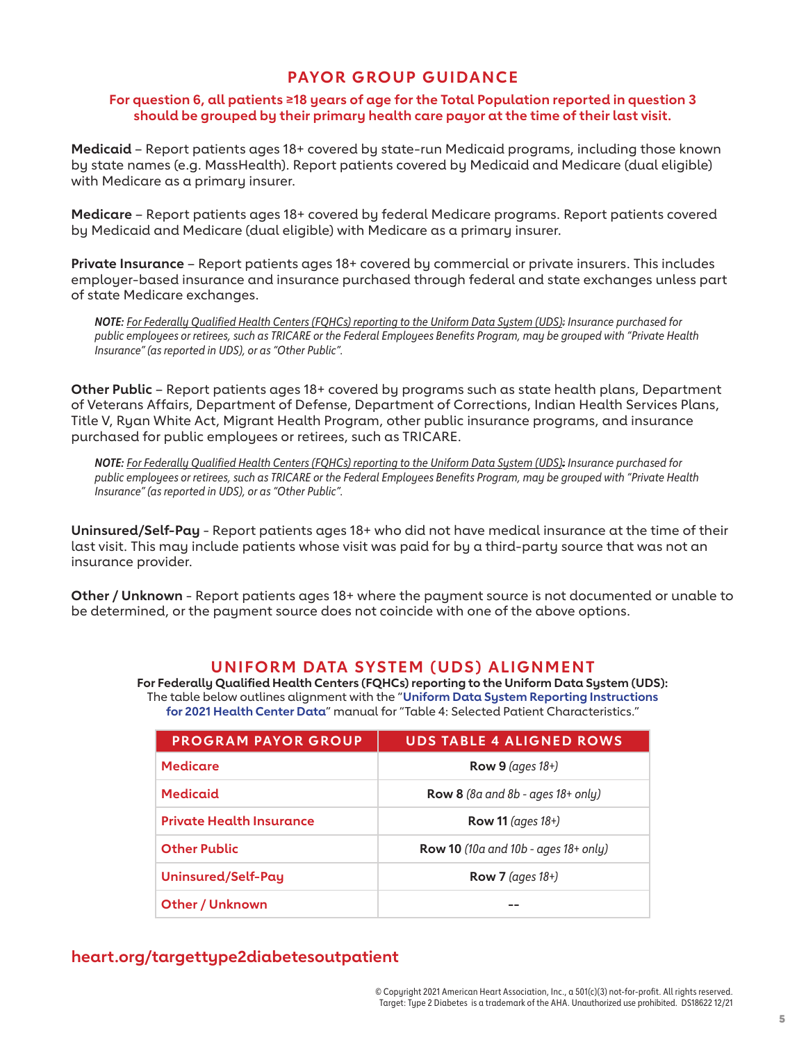## PAYOR GROUP GUIDANCE

**For question 6, all patients ≥18 years of age for the Total Population reported in question 3 should be grouped by their primary health care payor at the time of their last visit.**

**Medicaid** – Report patients ages 18+ covered by state-run Medicaid programs, including those known by state names (e.g. MassHealth). Report patients covered by Medicaid and Medicare (dual eligible) with Medicare as a primary insurer.

**Medicare** – Report patients ages 18+ covered by federal Medicare programs. Report patients covered by Medicaid and Medicare (dual eligible) with Medicare as a primary insurer.

**Private Insurance** – Report patients ages 18+ covered by commercial or private insurers. This includes employer-based insurance and insurance purchased through federal and state exchanges unless part of state Medicare exchanges.

> ***NOTE:*** *For Federally Qualified Health Centers (FQHCs) reporting to the Uniform Data System (UDS): Insurance purchased for public employees or retirees, such as TRICARE or the Federal Employees Benefits Program, may be grouped with "Private Health Insurance" (as reported in UDS), or as "Other Public".*

**Other Public** – Report patients ages 18+ covered by programs such as state health plans, Department of Veterans Affairs, Department of Defense, Department of Corrections, Indian Health Services Plans, Title V, Ryan White Act, Migrant Health Program, other public insurance programs, and insurance purchased for public employees or retirees, such as TRICARE.

> ***NOTE:*** *For Federally Qualified Health Centers (FQHCs) reporting to the Uniform Data System (UDS): Insurance purchased for public employees or retirees, such as TRICARE or the Federal Employees Benefits Program, may be grouped with "Private Health Insurance" (as reported in UDS), or as "Other Public".*

**Uninsured/Self-Pay** - Report patients ages 18+ who did not have medical insurance at the time of their last visit. This may include patients whose visit was paid for by a third-party source that was not an insurance provider.

**Other / Unknown** - Report patients ages 18+ where the payment source is not documented or unable to be determined, or the payment source does not coincide with one of the above options.

## UNIFORM DATA SYSTEM (UDS) ALIGNMENT

**For Federally Qualified Health Centers (FQHCs) reporting to the Uniform Data System (UDS):**
The table below outlines alignment with the "**Uniform Data System Reporting Instructions for 2021 Health Center Data**" manual for "Table 4: Selected Patient Characteristics."

| PROGRAM PAYOR GROUP | UDS TABLE 4 ALIGNED ROWS |
|---|---|
| Medicare | **Row 9** *(ages 18+)* |
| Medicaid | **Row 8** *(8a and 8b - ages 18+ only)* |
| Private Health Insurance | **Row 11** *(ages 18+)* |
| Other Public | **Row 10** *(10a and 10b - ages 18+ only)* |
| Uninsured/Self-Pay | **Row 7** *(ages 18+)* |
| Other / Unknown | -- |

**heart.org/targettype2diabetesoutpatient**

© Copyright 2021 American Heart Association, Inc., a 501(c)(3) not-for-profit. All rights reserved. Target: Type 2 Diabetes is a trademark of the AHA. Unauthorized use prohibited. DS18622 12/21